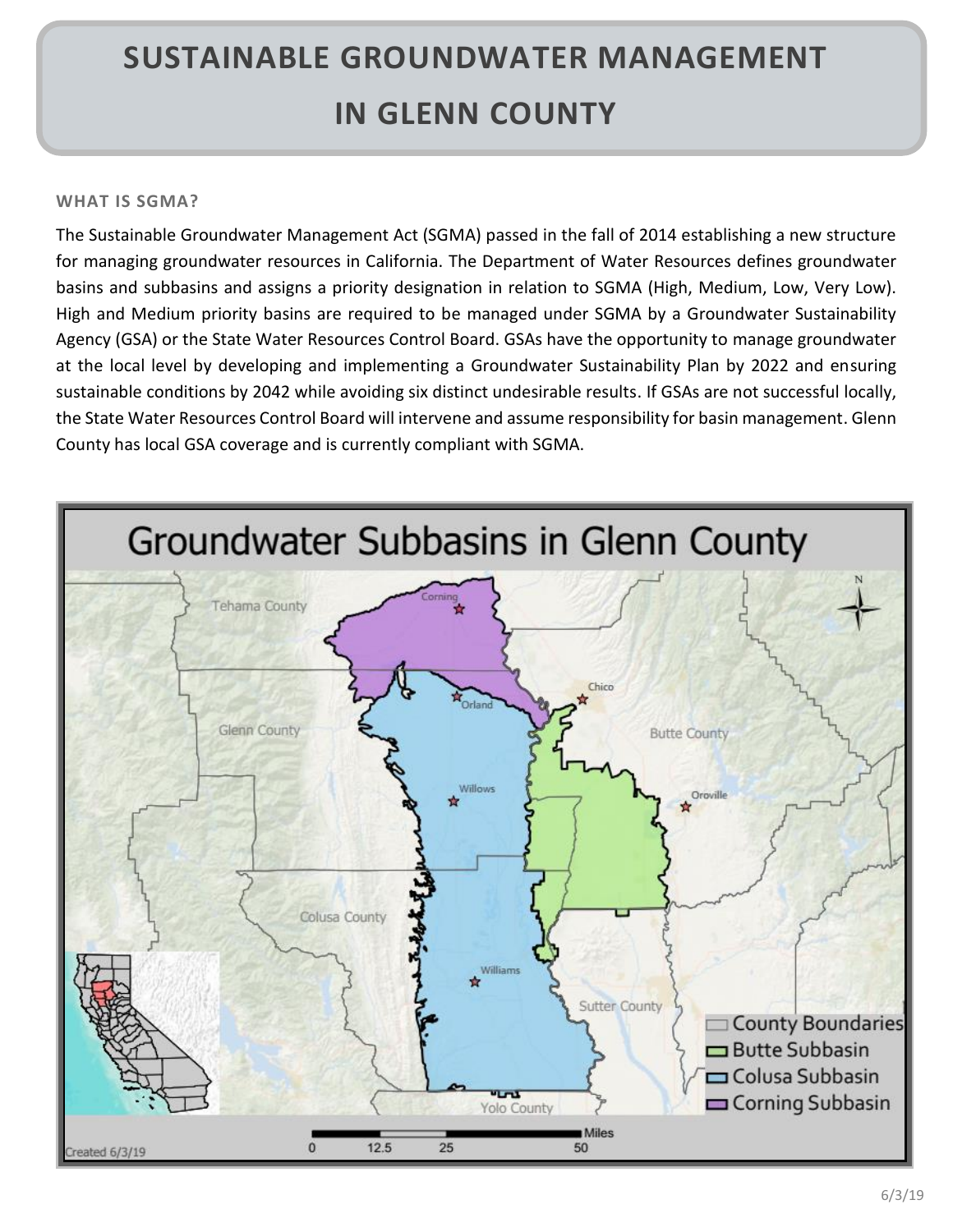# SUSTAINABLE GROUNDWATER MANAGEMENT IN GLENN COUNTY

## WHAT IS SGMA?

The Sustainable Groundwater Management Act (SGMA) passed in the fall of 2014 establishing a new structure for managing groundwater resources in California. The Department of Water Resources defines groundwater basins and subbasins and assigns a priority designation in relation to SGMA (High, Medium, Low, Very Low). High and Medium priority basins are required to be managed under SGMA by a Groundwater Sustainability Agency (GSA) or the State Water Resources Control Board. GSAs have the opportunity to manage groundwater at the local level by developing and implementing a Groundwater Sustainability Plan by 2022 and ensuring sustainable conditions by 2042 while avoiding six distinct undesirable results. If GSAs are not successful locally, the State Water Resources Control Board will intervene and assume responsibility for basin management. Glenn County has local GSA coverage and is currently compliant with SGMA.

Groundwater Subbasins in Glenn County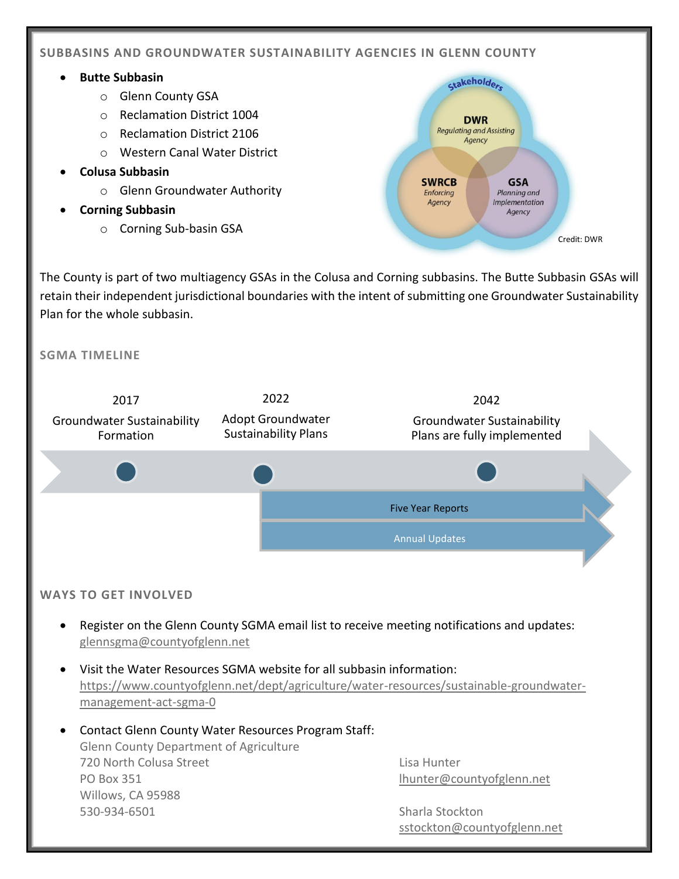## SUBBASINS AND GROUNDWATER SUSTAINABILITY AGENCIES IN GLENN COUNTY

- **Butte Subbasin**
  - Glenn County GSA
  - Reclamation District 1004
  - Reclamation District 2106
  - Western Canal Water District
- **Colusa Subbasin**
  - Glenn Groundwater Authority
- **Corning Subbasin**
  - Corning Sub-basin GSA

Stakeholders

DWR
*Regulating and Assisting Agency*

SWRCB
*Enforcing Agency*

GSA
*Planning and Implementation Agency*

Credit: DWR

The County is part of two multiagency GSAs in the Colusa and Corning subbasins. The Butte Subbasin GSAs will retain their independent jurisdictional boundaries with the intent of submitting one Groundwater Sustainability Plan for the whole subbasin.

## SGMA TIMELINE

2017
Groundwater Sustainability Formation

2022
Adopt Groundwater Sustainability Plans

2042
Groundwater Sustainability Plans are fully implemented

Five Year Reports

Annual Updates

## WAYS TO GET INVOLVED

- Register on the Glenn County SGMA email list to receive meeting notifications and updates: glennsgma@countyofglenn.net
- Visit the Water Resources SGMA website for all subbasin information: https://www.countyofglenn.net/dept/agriculture/water-resources/sustainable-groundwater-management-act-sgma-0
- Contact Glenn County Water Resources Program Staff:

  Glenn County Department of Agriculture
  720 North Colusa Street
  PO Box 351
  Willows, CA 95988
  530-934-6501

  Lisa Hunter
  lhunter@countyofglenn.net

  Sharla Stockton
  sstockton@countyofglenn.net